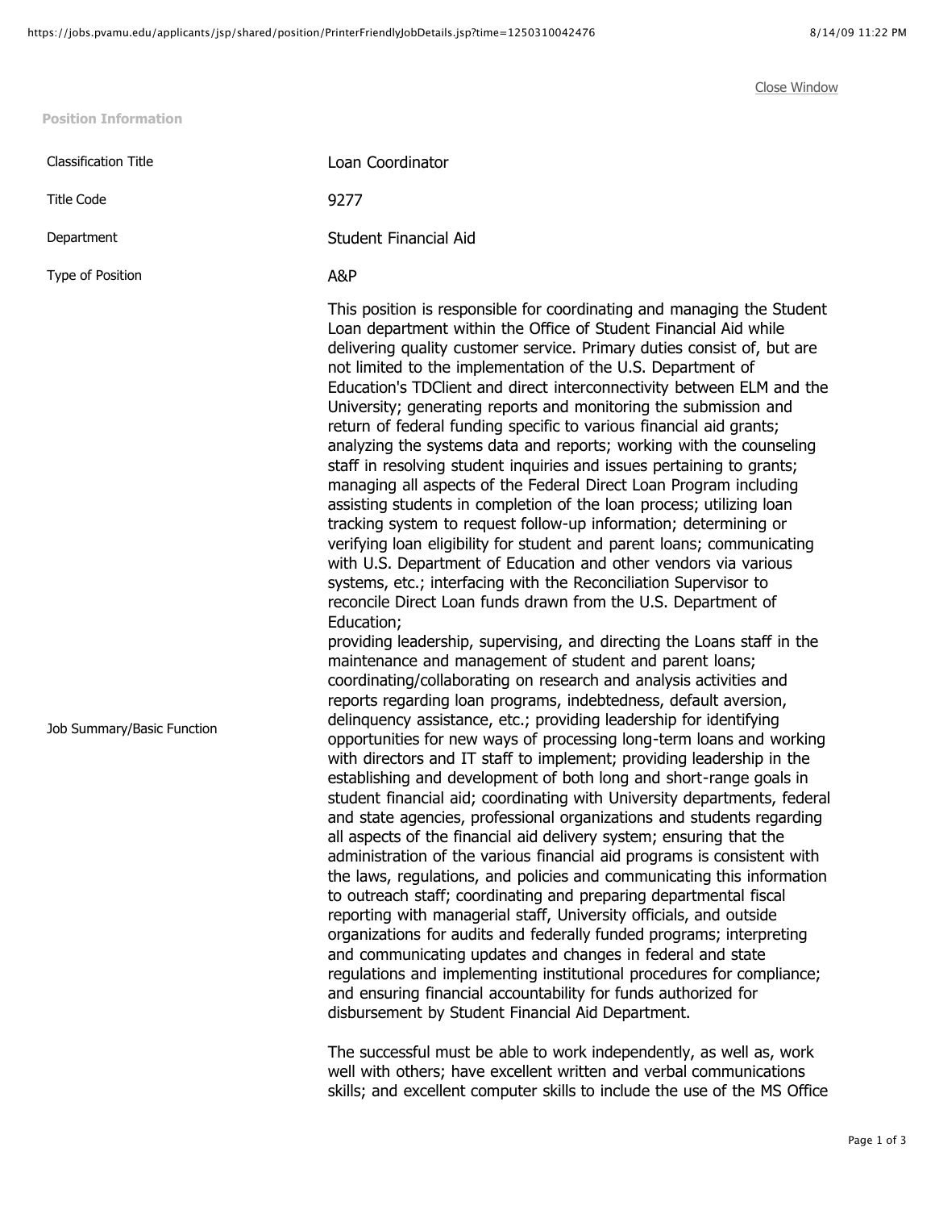## Position Information

| | |
|---|---|
| Classification Title | Loan Coordinator |
| Title Code | 9277 |
| Department | Student Financial Aid |
| Type of Position | A&P |
| Job Summary/Basic Function | This position is responsible for coordinating and managing the Student Loan department within the Office of Student Financial Aid while delivering quality customer service. Primary duties consist of, but are not limited to the implementation of the U.S. Department of Education's TDClient and direct interconnectivity between ELM and the University; generating reports and monitoring the submission and return of federal funding specific to various financial aid grants; analyzing the systems data and reports; working with the counseling staff in resolving student inquiries and issues pertaining to grants; managing all aspects of the Federal Direct Loan Program including assisting students in completion of the loan process; utilizing loan tracking system to request follow-up information; determining or verifying loan eligibility for student and parent loans; communicating with U.S. Department of Education and other vendors via various systems, etc.; interfacing with the Reconciliation Supervisor to reconcile Direct Loan funds drawn from the U.S. Department of Education;<br>providing leadership, supervising, and directing the Loans staff in the maintenance and management of student and parent loans; coordinating/collaborating on research and analysis activities and reports regarding loan programs, indebtedness, default aversion, delinquency assistance, etc.; providing leadership for identifying opportunities for new ways of processing long-term loans and working with directors and IT staff to implement; providing leadership in the establishing and development of both long and short-range goals in student financial aid; coordinating with University departments, federal and state agencies, professional organizations and students regarding all aspects of the financial aid delivery system; ensuring that the administration of the various financial aid programs is consistent with the laws, regulations, and policies and communicating this information to outreach staff; coordinating and preparing departmental fiscal reporting with managerial staff, University officials, and outside organizations for audits and federally funded programs; interpreting and communicating updates and changes in federal and state regulations and implementing institutional procedures for compliance; and ensuring financial accountability for funds authorized for disbursement by Student Financial Aid Department.<br><br>The successful must be able to work independently, as well as, work well with others; have excellent written and verbal communications skills; and excellent computer skills to include the use of the MS Office |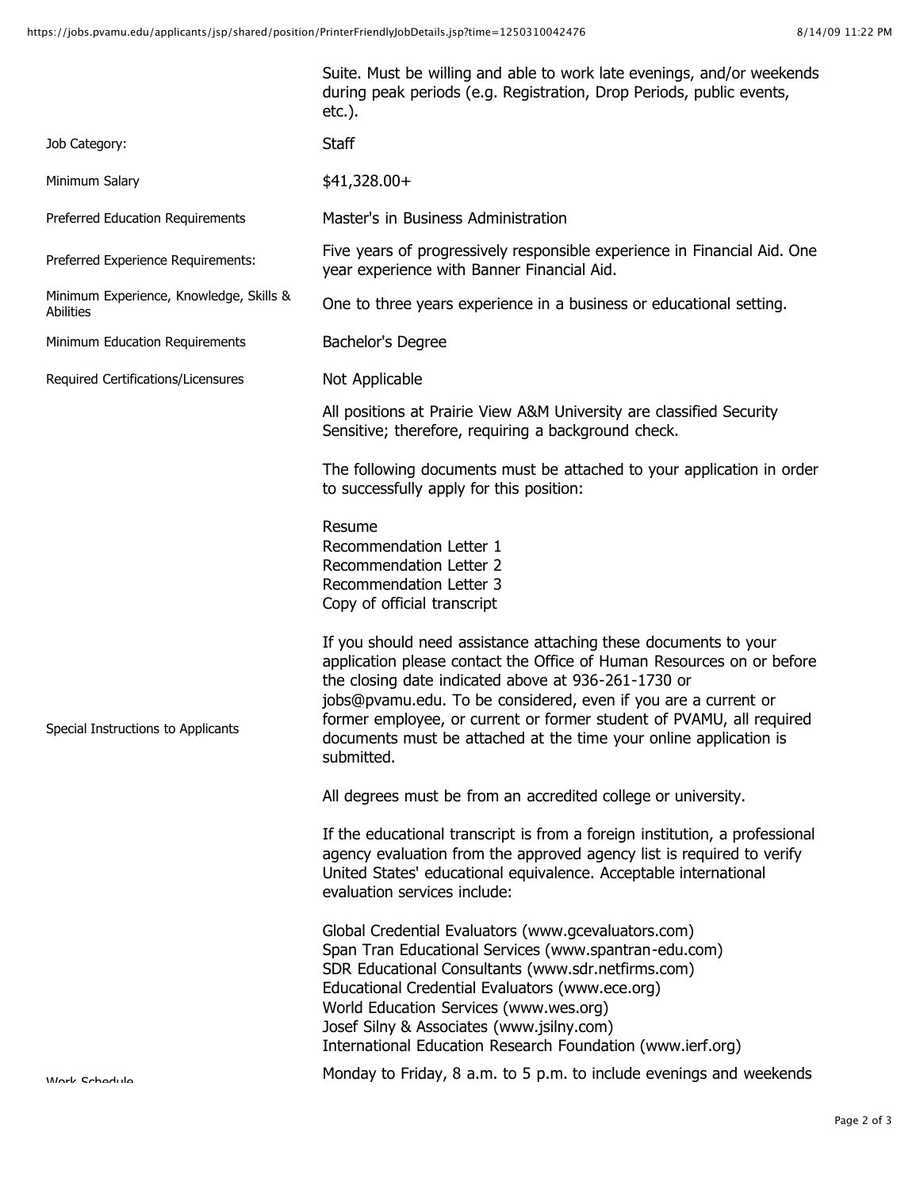| | |
|---|---|
| | Suite. Must be willing and able to work late evenings, and/or weekends during peak periods (e.g. Registration, Drop Periods, public events, etc.). |
| Job Category: | Staff |
| Minimum Salary | $41,328.00+ |
| Preferred Education Requirements | Master's in Business Administration |
| Preferred Experience Requirements: | Five years of progressively responsible experience in Financial Aid. One year experience with Banner Financial Aid. |
| Minimum Experience, Knowledge, Skills & Abilities | One to three years experience in a business or educational setting. |
| Minimum Education Requirements | Bachelor's Degree |
| Required Certifications/Licensures | Not Applicable |
| Special Instructions to Applicants | All positions at Prairie View A&M University are classified Security Sensitive; therefore, requiring a background check.<br><br>The following documents must be attached to your application in order to successfully apply for this position:<br><br>Resume<br>Recommendation Letter 1<br>Recommendation Letter 2<br>Recommendation Letter 3<br>Copy of official transcript<br><br>If you should need assistance attaching these documents to your application please contact the Office of Human Resources on or before the closing date indicated above at 936-261-1730 or jobs@pvamu.edu. To be considered, even if you are a current or former employee, or current or former student of PVAMU, all required documents must be attached at the time your online application is submitted.<br><br>All degrees must be from an accredited college or university.<br><br>If the educational transcript is from a foreign institution, a professional agency evaluation from the approved agency list is required to verify United States' educational equivalence. Acceptable international evaluation services include:<br><br>Global Credential Evaluators (www.gcevaluators.com)<br>Span Tran Educational Services (www.spantran-edu.com)<br>SDR Educational Consultants (www.sdr.netfirms.com)<br>Educational Credential Evaluators (www.ece.org)<br>World Education Services (www.wes.org)<br>Josef Silny & Associates (www.jsilny.com)<br>International Education Research Foundation (www.ierf.org) |
| Work Schedule | Monday to Friday, 8 a.m. to 5 p.m. to include evenings and weekends |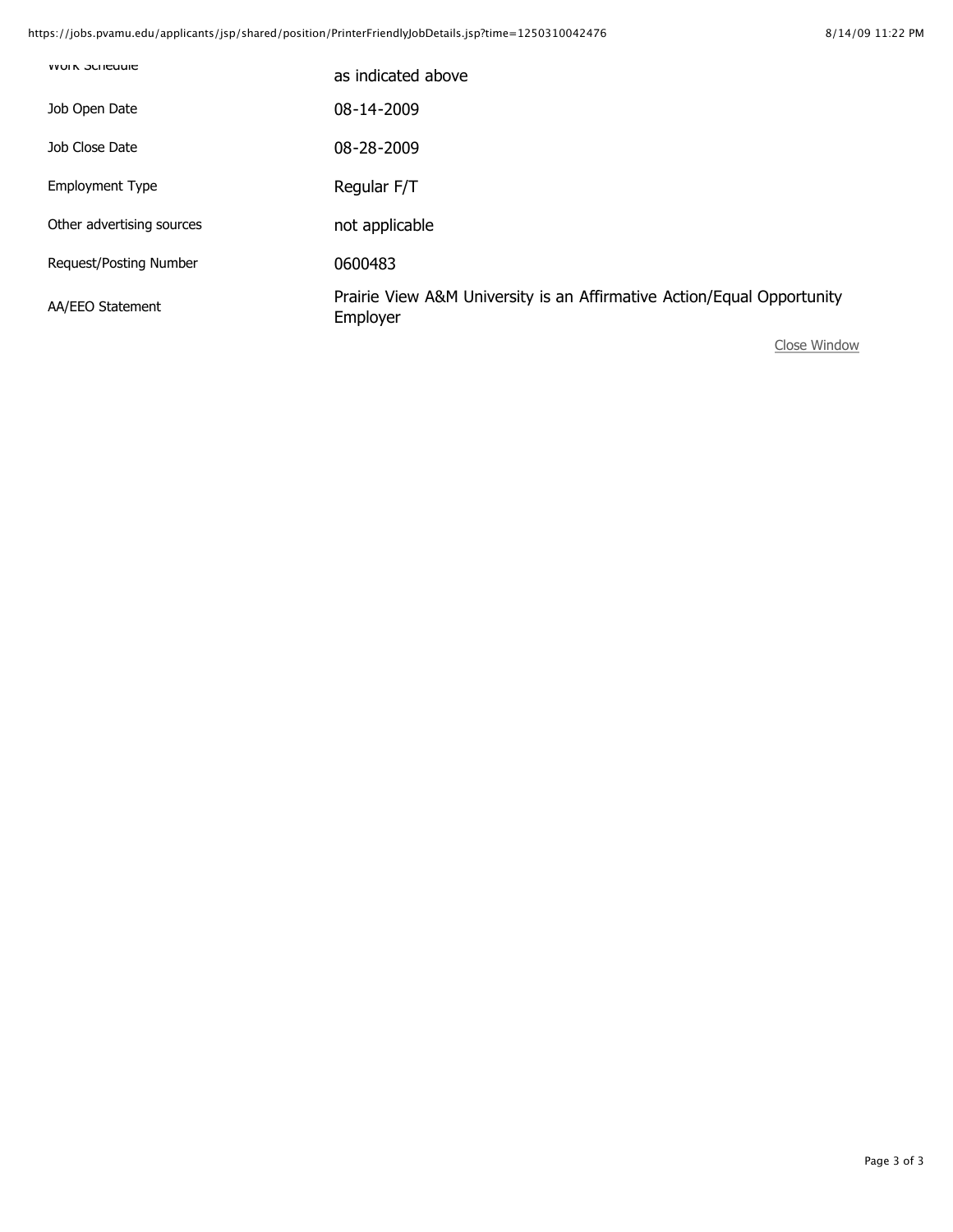| | |
|---|---|
| Work Schedule | as indicated above |
| Job Open Date | 08-14-2009 |
| Job Close Date | 08-28-2009 |
| Employment Type | Regular F/T |
| Other advertising sources | not applicable |
| Request/Posting Number | 0600483 |
| AA/EEO Statement | Prairie View A&M University is an Affirmative Action/Equal Opportunity Employer |

Close Window